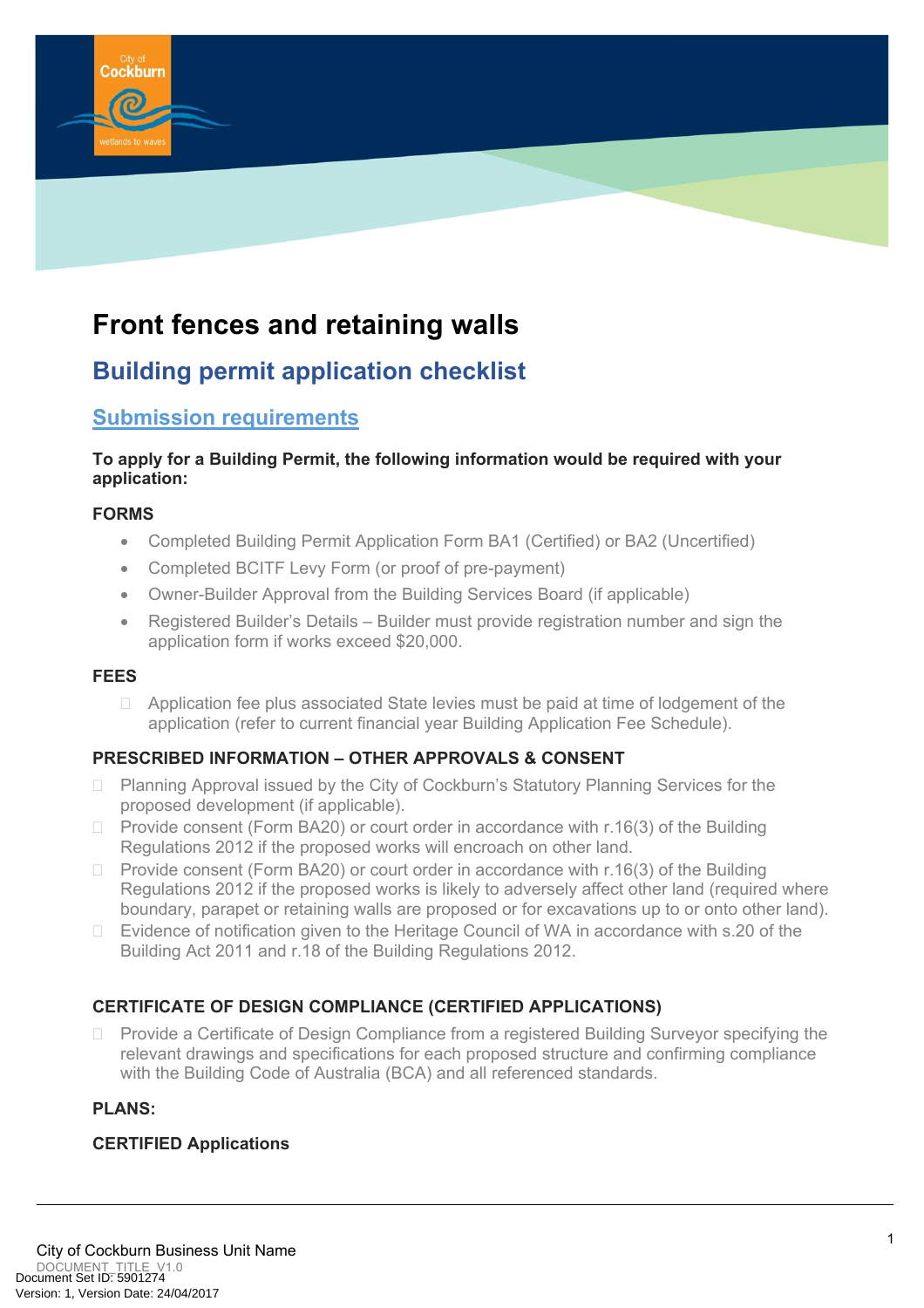# Front fences and retaining walls

## Building permit application checklist

### Submission requirements

**To apply for a Building Permit, the following information would be required with your application:**

**FORMS**

- Completed Building Permit Application Form BA1 (Certified) or BA2 (Uncertified)
- Completed BCITF Levy Form (or proof of pre-payment)
- Owner-Builder Approval from the Building Services Board (if applicable)
- Registered Builder's Details – Builder must provide registration number and sign the application form if works exceed $20,000.

**FEES**

- Application fee plus associated State levies must be paid at time of lodgement of the application (refer to current financial year Building Application Fee Schedule).

**PRESCRIBED INFORMATION – OTHER APPROVALS & CONSENT**

- Planning Approval issued by the City of Cockburn's Statutory Planning Services for the proposed development (if applicable).
- Provide consent (Form BA20) or court order in accordance with r.16(3) of the Building Regulations 2012 if the proposed works will encroach on other land.
- Provide consent (Form BA20) or court order in accordance with r.16(3) of the Building Regulations 2012 if the proposed works is likely to adversely affect other land (required where boundary, parapet or retaining walls are proposed or for excavations up to or onto other land).
- Evidence of notification given to the Heritage Council of WA in accordance with s.20 of the Building Act 2011 and r.18 of the Building Regulations 2012.

**CERTIFICATE OF DESIGN COMPLIANCE (CERTIFIED APPLICATIONS)**

- Provide a Certificate of Design Compliance from a registered Building Surveyor specifying the relevant drawings and specifications for each proposed structure and confirming compliance with the Building Code of Australia (BCA) and all referenced standards.

**PLANS:**

**CERTIFIED Applications**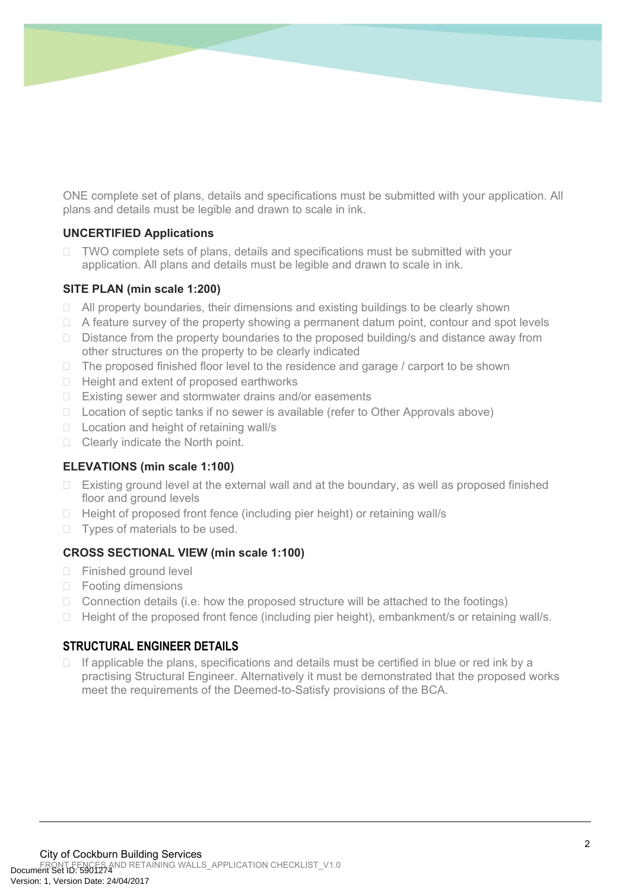ONE complete set of plans, details and specifications must be submitted with your application. All plans and details must be legible and drawn to scale in ink.

### UNCERTIFIED Applications

- TWO complete sets of plans, details and specifications must be submitted with your application. All plans and details must be legible and drawn to scale in ink.

### SITE PLAN (min scale 1:200)

- All property boundaries, their dimensions and existing buildings to be clearly shown
- A feature survey of the property showing a permanent datum point, contour and spot levels
- Distance from the property boundaries to the proposed building/s and distance away from other structures on the property to be clearly indicated
- The proposed finished floor level to the residence and garage / carport to be shown
- Height and extent of proposed earthworks
- Existing sewer and stormwater drains and/or easements
- Location of septic tanks if no sewer is available (refer to Other Approvals above)
- Location and height of retaining wall/s
- Clearly indicate the North point.

### ELEVATIONS (min scale 1:100)

- Existing ground level at the external wall and at the boundary, as well as proposed finished floor and ground levels
- Height of proposed front fence (including pier height) or retaining wall/s
- Types of materials to be used.

### CROSS SECTIONAL VIEW (min scale 1:100)

- Finished ground level
- Footing dimensions
- Connection details (i.e. how the proposed structure will be attached to the footings)
- Height of the proposed front fence (including pier height), embankment/s or retaining wall/s.

### STRUCTURAL ENGINEER DETAILS

- If applicable the plans, specifications and details must be certified in blue or red ink by a practising Structural Engineer. Alternatively it must be demonstrated that the proposed works meet the requirements of the Deemed-to-Satisfy provisions of the BCA.